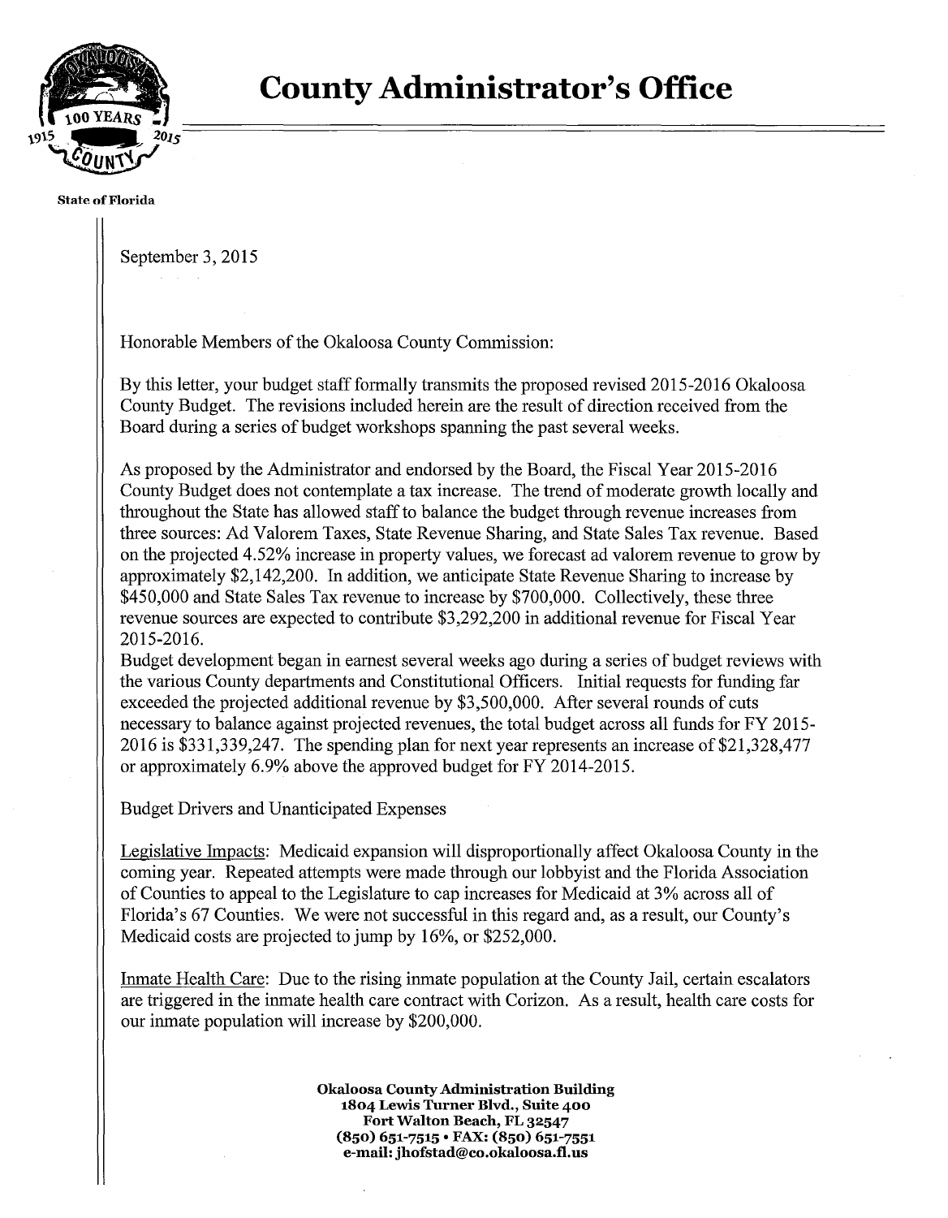# County Administrator's Office

State of Florida

September 3, 2015

Honorable Members of the Okaloosa County Commission:

By this letter, your budget staff formally transmits the proposed revised 2015-2016 Okaloosa County Budget. The revisions included herein are the result of direction received from the Board during a series of budget workshops spanning the past several weeks.

As proposed by the Administrator and endorsed by the Board, the Fiscal Year 2015-2016 County Budget does not contemplate a tax increase. The trend of moderate growth locally and throughout the State has allowed staff to balance the budget through revenue increases from three sources: Ad Valorem Taxes, State Revenue Sharing, and State Sales Tax revenue. Based on the projected 4.52% increase in property values, we forecast ad valorem revenue to grow by approximately $2,142,200. In addition, we anticipate State Revenue Sharing to increase by $450,000 and State Sales Tax revenue to increase by $700,000. Collectively, these three revenue sources are expected to contribute $3,292,200 in additional revenue for Fiscal Year 2015-2016.

Budget development began in earnest several weeks ago during a series of budget reviews with the various County departments and Constitutional Officers. Initial requests for funding far exceeded the projected additional revenue by $3,500,000. After several rounds of cuts necessary to balance against projected revenues, the total budget across all funds for FY 2015-2016 is $331,339,247. The spending plan for next year represents an increase of $21,328,477 or approximately 6.9% above the approved budget for FY 2014-2015.

Budget Drivers and Unanticipated Expenses

Legislative Impacts: Medicaid expansion will disproportionally affect Okaloosa County in the coming year. Repeated attempts were made through our lobbyist and the Florida Association of Counties to appeal to the Legislature to cap increases for Medicaid at 3% across all of Florida's 67 Counties. We were not successful in this regard and, as a result, our County's Medicaid costs are projected to jump by 16%, or $252,000.

Inmate Health Care: Due to the rising inmate population at the County Jail, certain escalators are triggered in the inmate health care contract with Corizon. As a result, health care costs for our inmate population will increase by $200,000.

**Okaloosa County Administration Building**
**1804 Lewis Turner Blvd., Suite 400**
**Fort Walton Beach, FL 32547**
**(850) 651-7515 • FAX: (850) 651-7551**
**e-mail: jhofstad@co.okaloosa.fl.us**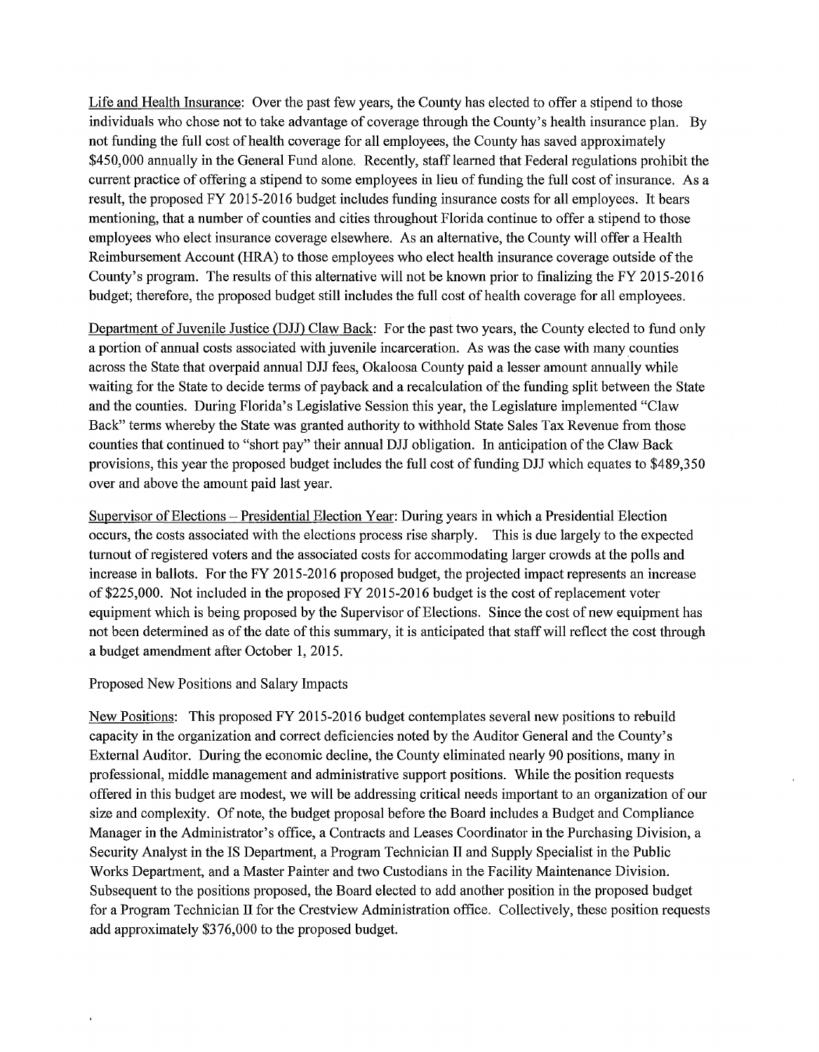Life and Health Insurance: Over the past few years, the County has elected to offer a stipend to those individuals who chose not to take advantage of coverage through the County's health insurance plan. By not funding the full cost of health coverage for all employees, the County has saved approximately $450,000 annually in the General Fund alone. Recently, staff learned that Federal regulations prohibit the current practice of offering a stipend to some employees in lieu of funding the full cost of insurance. As a result, the proposed FY 2015-2016 budget includes funding insurance costs for all employees. It bears mentioning, that a number of counties and cities throughout Florida continue to offer a stipend to those employees who elect insurance coverage elsewhere. As an alternative, the County will offer a Health Reimbursement Account (HRA) to those employees who elect health insurance coverage outside of the County's program. The results of this alternative will not be known prior to finalizing the FY 2015-2016 budget; therefore, the proposed budget still includes the full cost of health coverage for all employees.

Department of Juvenile Justice (DJJ) Claw Back: For the past two years, the County elected to fund only a portion of annual costs associated with juvenile incarceration. As was the case with many counties across the State that overpaid annual DJJ fees, Okaloosa County paid a lesser amount annually while waiting for the State to decide terms of payback and a recalculation of the funding split between the State and the counties. During Florida's Legislative Session this year, the Legislature implemented "Claw Back" terms whereby the State was granted authority to withhold State Sales Tax Revenue from those counties that continued to "short pay" their annual DJJ obligation. In anticipation of the Claw Back provisions, this year the proposed budget includes the full cost of funding DJJ which equates to $489,350 over and above the amount paid last year.

Supervisor of Elections – Presidential Election Year: During years in which a Presidential Election occurs, the costs associated with the elections process rise sharply. This is due largely to the expected turnout of registered voters and the associated costs for accommodating larger crowds at the polls and increase in ballots. For the FY 2015-2016 proposed budget, the projected impact represents an increase of $225,000. Not included in the proposed FY 2015-2016 budget is the cost of replacement voter equipment which is being proposed by the Supervisor of Elections. Since the cost of new equipment has not been determined as of the date of this summary, it is anticipated that staff will reflect the cost through a budget amendment after October 1, 2015.

Proposed New Positions and Salary Impacts

New Positions: This proposed FY 2015-2016 budget contemplates several new positions to rebuild capacity in the organization and correct deficiencies noted by the Auditor General and the County's External Auditor. During the economic decline, the County eliminated nearly 90 positions, many in professional, middle management and administrative support positions. While the position requests offered in this budget are modest, we will be addressing critical needs important to an organization of our size and complexity. Of note, the budget proposal before the Board includes a Budget and Compliance Manager in the Administrator's office, a Contracts and Leases Coordinator in the Purchasing Division, a Security Analyst in the IS Department, a Program Technician II and Supply Specialist in the Public Works Department, and a Master Painter and two Custodians in the Facility Maintenance Division. Subsequent to the positions proposed, the Board elected to add another position in the proposed budget for a Program Technician II for the Crestview Administration office. Collectively, these position requests add approximately $376,000 to the proposed budget.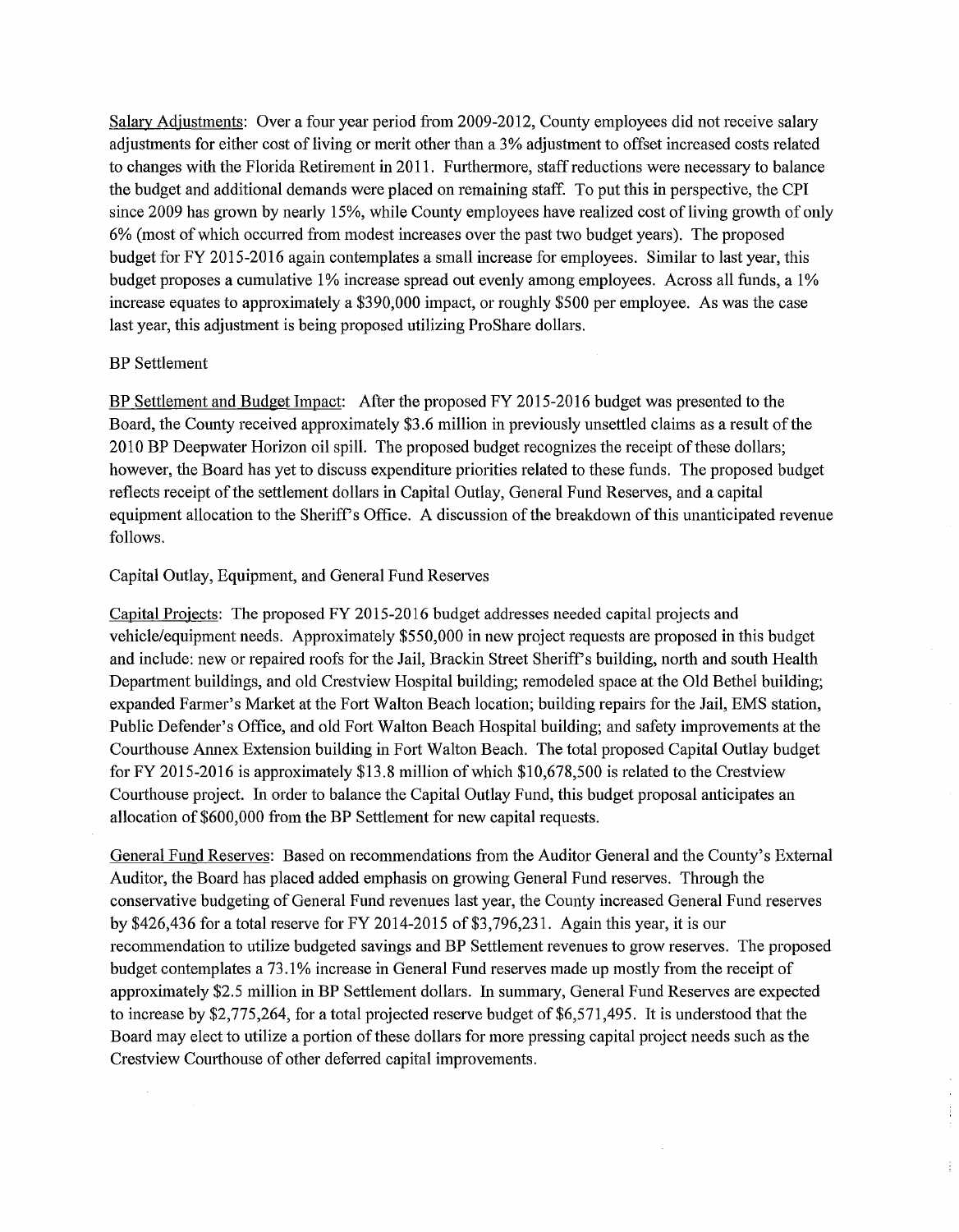Salary Adjustments: Over a four year period from 2009-2012, County employees did not receive salary adjustments for either cost of living or merit other than a 3% adjustment to offset increased costs related to changes with the Florida Retirement in 2011. Furthermore, staff reductions were necessary to balance the budget and additional demands were placed on remaining staff. To put this in perspective, the CPI since 2009 has grown by nearly 15%, while County employees have realized cost of living growth of only 6% (most of which occurred from modest increases over the past two budget years). The proposed budget for FY 2015-2016 again contemplates a small increase for employees. Similar to last year, this budget proposes a cumulative 1% increase spread out evenly among employees. Across all funds, a 1% increase equates to approximately a $390,000 impact, or roughly $500 per employee. As was the case last year, this adjustment is being proposed utilizing ProShare dollars.

## BP Settlement

BP Settlement and Budget Impact: After the proposed FY 2015-2016 budget was presented to the Board, the County received approximately $3.6 million in previously unsettled claims as a result of the 2010 BP Deepwater Horizon oil spill. The proposed budget recognizes the receipt of these dollars; however, the Board has yet to discuss expenditure priorities related to these funds. The proposed budget reflects receipt of the settlement dollars in Capital Outlay, General Fund Reserves, and a capital equipment allocation to the Sheriff's Office. A discussion of the breakdown of this unanticipated revenue follows.

## Capital Outlay, Equipment, and General Fund Reserves

Capital Projects: The proposed FY 2015-2016 budget addresses needed capital projects and vehicle/equipment needs. Approximately $550,000 in new project requests are proposed in this budget and include: new or repaired roofs for the Jail, Brackin Street Sheriff's building, north and south Health Department buildings, and old Crestview Hospital building; remodeled space at the Old Bethel building; expanded Farmer's Market at the Fort Walton Beach location; building repairs for the Jail, EMS station, Public Defender's Office, and old Fort Walton Beach Hospital building; and safety improvements at the Courthouse Annex Extension building in Fort Walton Beach. The total proposed Capital Outlay budget for FY 2015-2016 is approximately $13.8 million of which $10,678,500 is related to the Crestview Courthouse project. In order to balance the Capital Outlay Fund, this budget proposal anticipates an allocation of $600,000 from the BP Settlement for new capital requests.

General Fund Reserves: Based on recommendations from the Auditor General and the County's External Auditor, the Board has placed added emphasis on growing General Fund reserves. Through the conservative budgeting of General Fund revenues last year, the County increased General Fund reserves by $426,436 for a total reserve for FY 2014-2015 of $3,796,231. Again this year, it is our recommendation to utilize budgeted savings and BP Settlement revenues to grow reserves. The proposed budget contemplates a 73.1% increase in General Fund reserves made up mostly from the receipt of approximately $2.5 million in BP Settlement dollars. In summary, General Fund Reserves are expected to increase by $2,775,264, for a total projected reserve budget of $6,571,495. It is understood that the Board may elect to utilize a portion of these dollars for more pressing capital project needs such as the Crestview Courthouse of other deferred capital improvements.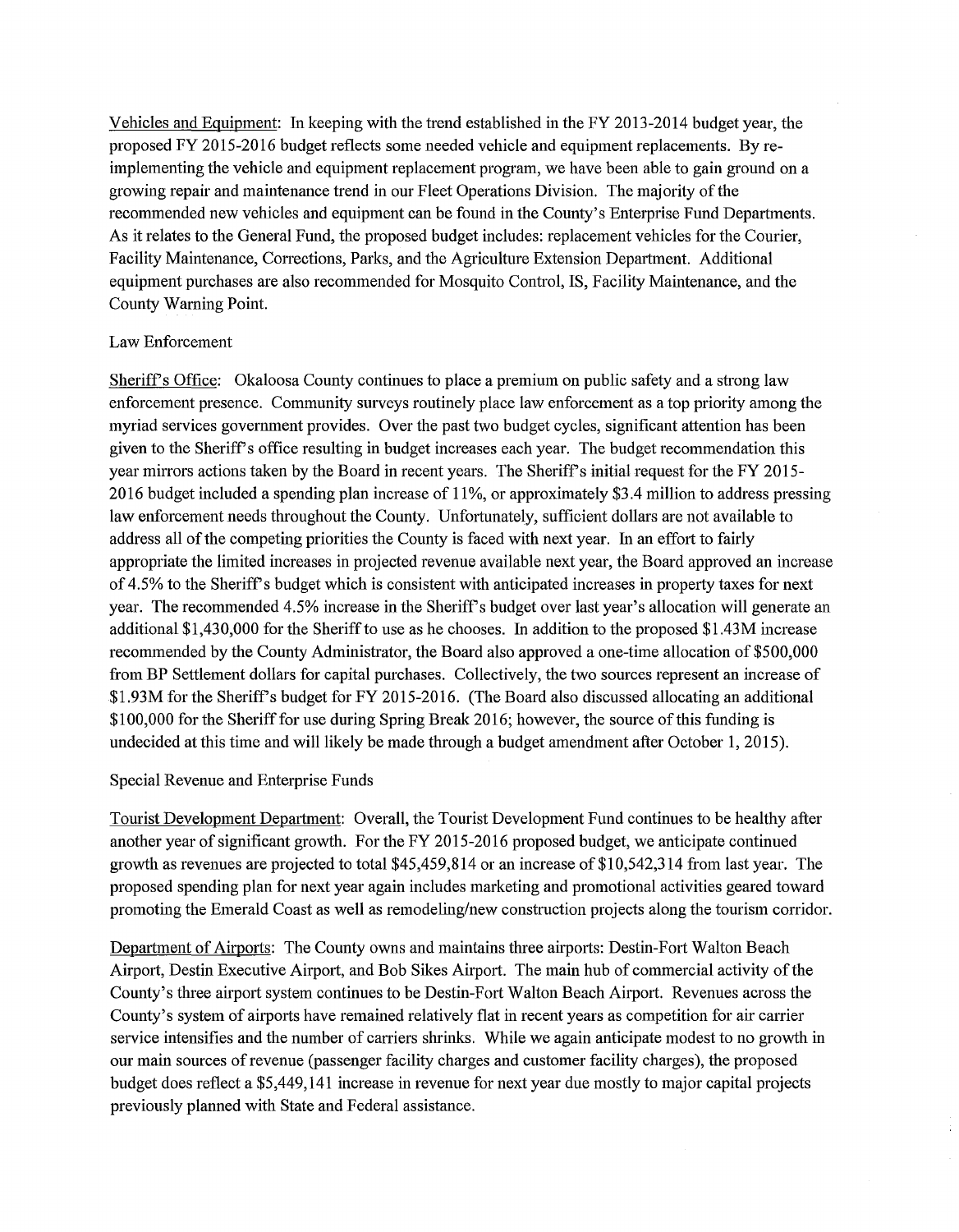Vehicles and Equipment: In keeping with the trend established in the FY 2013-2014 budget year, the proposed FY 2015-2016 budget reflects some needed vehicle and equipment replacements. By re-implementing the vehicle and equipment replacement program, we have been able to gain ground on a growing repair and maintenance trend in our Fleet Operations Division. The majority of the recommended new vehicles and equipment can be found in the County's Enterprise Fund Departments. As it relates to the General Fund, the proposed budget includes: replacement vehicles for the Courier, Facility Maintenance, Corrections, Parks, and the Agriculture Extension Department. Additional equipment purchases are also recommended for Mosquito Control, IS, Facility Maintenance, and the County Warning Point.

Law Enforcement

Sheriff's Office: Okaloosa County continues to place a premium on public safety and a strong law enforcement presence. Community surveys routinely place law enforcement as a top priority among the myriad services government provides. Over the past two budget cycles, significant attention has been given to the Sheriff's office resulting in budget increases each year. The budget recommendation this year mirrors actions taken by the Board in recent years. The Sheriff's initial request for the FY 2015-2016 budget included a spending plan increase of 11%, or approximately $3.4 million to address pressing law enforcement needs throughout the County. Unfortunately, sufficient dollars are not available to address all of the competing priorities the County is faced with next year. In an effort to fairly appropriate the limited increases in projected revenue available next year, the Board approved an increase of 4.5% to the Sheriff's budget which is consistent with anticipated increases in property taxes for next year. The recommended 4.5% increase in the Sheriff's budget over last year's allocation will generate an additional $1,430,000 for the Sheriff to use as he chooses. In addition to the proposed $1.43M increase recommended by the County Administrator, the Board also approved a one-time allocation of $500,000 from BP Settlement dollars for capital purchases. Collectively, the two sources represent an increase of $1.93M for the Sheriff's budget for FY 2015-2016. (The Board also discussed allocating an additional $100,000 for the Sheriff for use during Spring Break 2016; however, the source of this funding is undecided at this time and will likely be made through a budget amendment after October 1, 2015).

Special Revenue and Enterprise Funds

Tourist Development Department: Overall, the Tourist Development Fund continues to be healthy after another year of significant growth. For the FY 2015-2016 proposed budget, we anticipate continued growth as revenues are projected to total $45,459,814 or an increase of $10,542,314 from last year. The proposed spending plan for next year again includes marketing and promotional activities geared toward promoting the Emerald Coast as well as remodeling/new construction projects along the tourism corridor.

Department of Airports: The County owns and maintains three airports: Destin-Fort Walton Beach Airport, Destin Executive Airport, and Bob Sikes Airport. The main hub of commercial activity of the County's three airport system continues to be Destin-Fort Walton Beach Airport. Revenues across the County's system of airports have remained relatively flat in recent years as competition for air carrier service intensifies and the number of carriers shrinks. While we again anticipate modest to no growth in our main sources of revenue (passenger facility charges and customer facility charges), the proposed budget does reflect a $5,449,141 increase in revenue for next year due mostly to major capital projects previously planned with State and Federal assistance.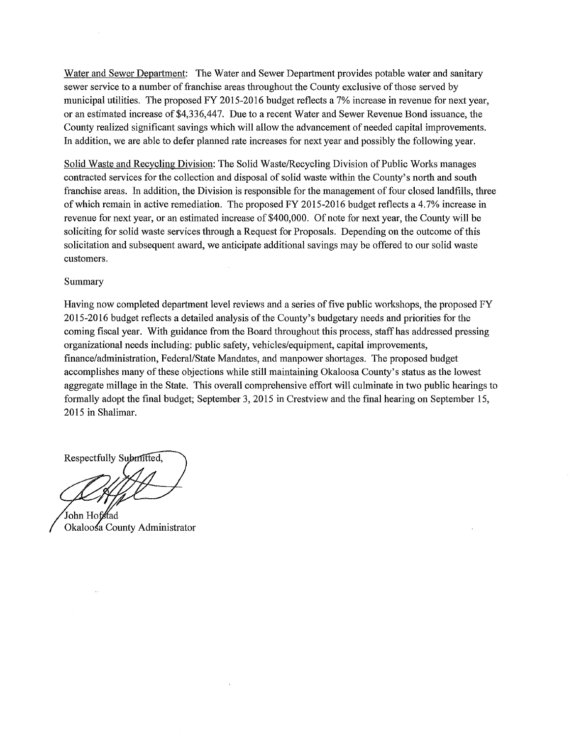<u>Water and Sewer Department</u>: The Water and Sewer Department provides potable water and sanitary sewer service to a number of franchise areas throughout the County exclusive of those served by municipal utilities. The proposed FY 2015-2016 budget reflects a 7% increase in revenue for next year, or an estimated increase of $4,336,447. Due to a recent Water and Sewer Revenue Bond issuance, the County realized significant savings which will allow the advancement of needed capital improvements. In addition, we are able to defer planned rate increases for next year and possibly the following year.

<u>Solid Waste and Recycling Division</u>: The Solid Waste/Recycling Division of Public Works manages contracted services for the collection and disposal of solid waste within the County's north and south franchise areas. In addition, the Division is responsible for the management of four closed landfills, three of which remain in active remediation. The proposed FY 2015-2016 budget reflects a 4.7% increase in revenue for next year, or an estimated increase of $400,000. Of note for next year, the County will be soliciting for solid waste services through a Request for Proposals. Depending on the outcome of this solicitation and subsequent award, we anticipate additional savings may be offered to our solid waste customers.

Summary

Having now completed department level reviews and a series of five public workshops, the proposed FY 2015-2016 budget reflects a detailed analysis of the County's budgetary needs and priorities for the coming fiscal year. With guidance from the Board throughout this process, staff has addressed pressing organizational needs including: public safety, vehicles/equipment, capital improvements, finance/administration, Federal/State Mandates, and manpower shortages. The proposed budget accomplishes many of these objections while still maintaining Okaloosa County's status as the lowest aggregate millage in the State. This overall comprehensive effort will culminate in two public hearings to formally adopt the final budget; September 3, 2015 in Crestview and the final hearing on September 15, 2015 in Shalimar.

Respectfully Submitted,

John Hofstad
Okaloosa County Administrator